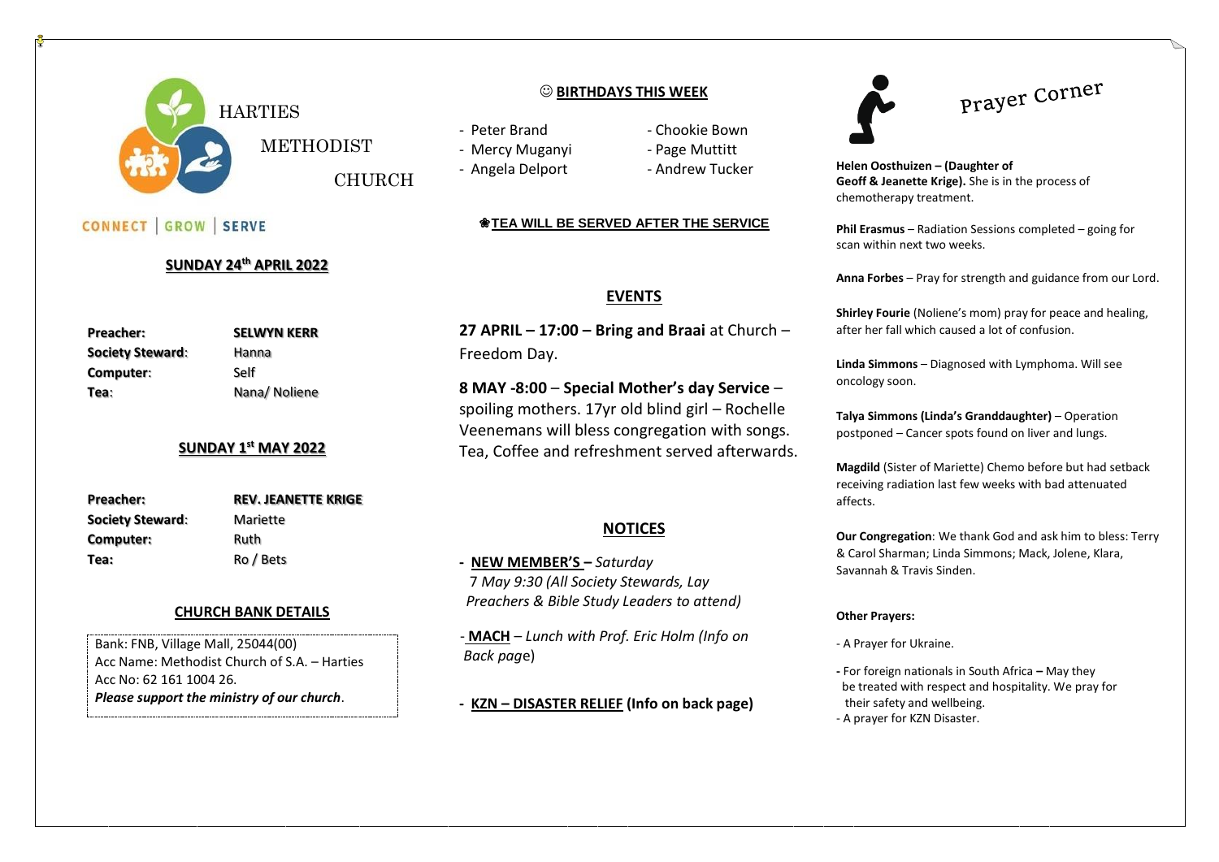# HARTIES METHODIST CHURCH

CONNECT | GROW | SERVE

## SUNDAY 24th APRIL 2022

| | |
|---|---|
| **Preacher:** | **SELWYN KERR** |
| **Society Steward**: | Hanna |
| **Computer**: | Self |
| **Tea**: | Nana/ Noliene |

## SUNDAY 1st MAY 2022

| | |
|---|---|
| **Preacher:** | **REV. JEANETTE KRIGE** |
| **Society Steward**: | Mariette |
| **Computer:** | Ruth |
| **Tea:** | Ro / Bets |

## CHURCH BANK DETAILS

Bank: FNB, Village Mall, 25044(00)
Acc Name: Methodist Church of S.A. – Harties
Acc No: 62 161 1004 26.
***Please support the ministry of our church***.

## ☺ BIRTHDAYS THIS WEEK

- Peter Brand
- Mercy Muganyi
- Angela Delport
- Chookie Bown
- Page Muttitt
- Andrew Tucker

**❀TEA WILL BE SERVED AFTER THE SERVICE**

## EVENTS

**27 APRIL – 17:00 – Bring and Braai** at Church – Freedom Day.

**8 MAY -8:00 – Special Mother's day Service** – spoiling mothers. 17yr old blind girl – Rochelle Veenemans will bless congregation with songs. Tea, Coffee and refreshment served afterwards.

## NOTICES

- **NEW MEMBER'S –** *Saturday 7 May 9:30 (All Society Stewards, Lay Preachers & Bible Study Leaders to attend)*
- **MACH** – *Lunch with Prof. Eric Holm (Info on Back page*)
- **KZN – DISASTER RELIEF (Info on back page)**

## Prayer Corner

**Helen Oosthuizen – (Daughter of Geoff & Jeanette Krige).** She is in the process of chemotherapy treatment.

**Phil Erasmus** – Radiation Sessions completed – going for scan within next two weeks.

**Anna Forbes** – Pray for strength and guidance from our Lord.

**Shirley Fourie** (Noliene's mom) pray for peace and healing, after her fall which caused a lot of confusion.

**Linda Simmons** – Diagnosed with Lymphoma. Will see oncology soon.

**Talya Simmons (Linda's Granddaughter)** – Operation postponed – Cancer spots found on liver and lungs.

**Magdild** (Sister of Mariette) Chemo before but had setback receiving radiation last few weeks with bad attenuated affects.

**Our Congregation**: We thank God and ask him to bless: Terry & Carol Sharman; Linda Simmons; Mack, Jolene, Klara, Savannah & Travis Sinden.

**Other Prayers:**

- A Prayer for Ukraine.
- For foreign nationals in South Africa **–** May they be treated with respect and hospitality. We pray for their safety and wellbeing.
- A prayer for KZN Disaster.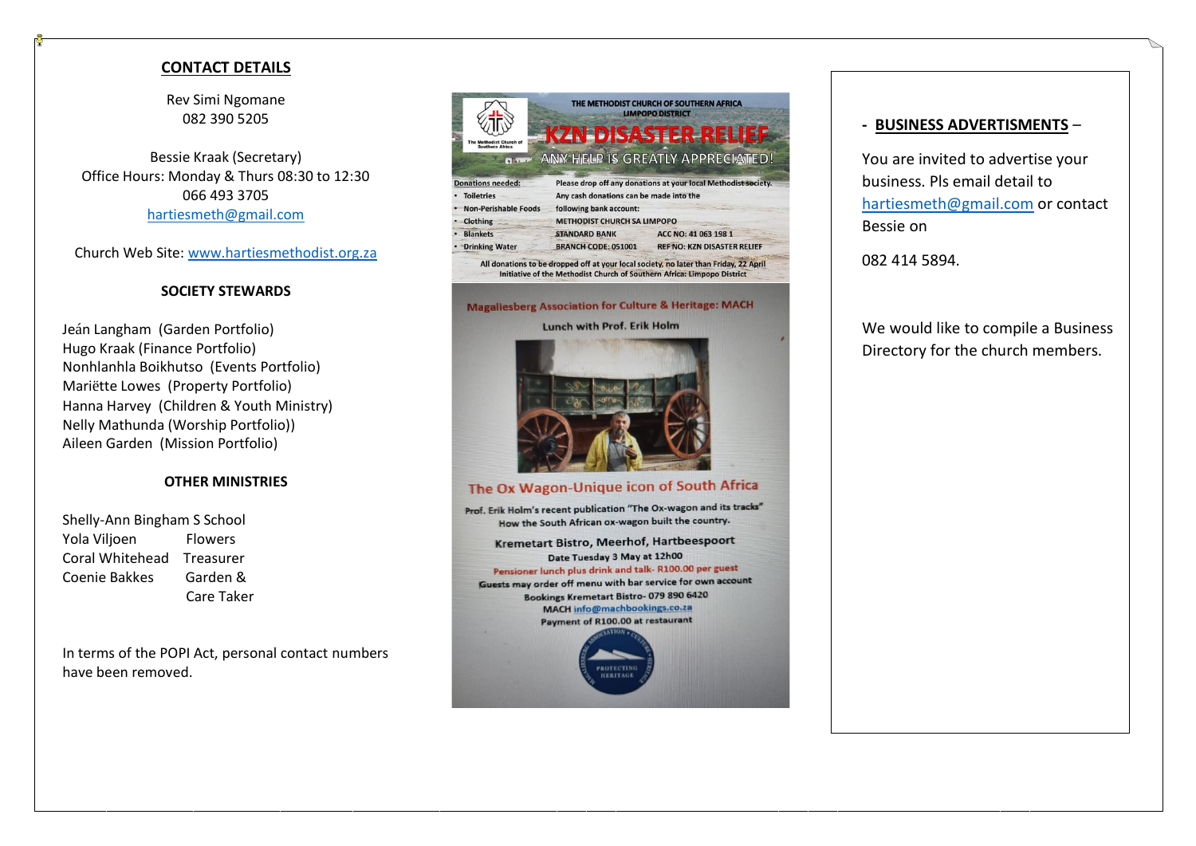## CONTACT DETAILS

Rev Simi Ngomane
082 390 5205

Bessie Kraak (Secretary)
Office Hours: Monday & Thurs 08:30 to 12:30
066 493 3705
hartiesmeth@gmail.com

Church Web Site: www.hartiesmethodist.org.za

### SOCIETY STEWARDS

Jeán Langham (Garden Portfolio)
Hugo Kraak (Finance Portfolio)
Nonhlanhla Boikhutso (Events Portfolio)
Mariëtte Lowes (Property Portfolio)
Hanna Harvey (Children & Youth Ministry)
Nelly Mathunda (Worship Portfolio))
Aileen Garden (Mission Portfolio)

### OTHER MINISTRIES

| | |
|---|---|
| Shelly-Ann Bingham | S School |
| Yola Viljoen | Flowers |
| Coral Whitehead | Treasurer |
| Coenie Bakkes | Garden & Care Taker |

In terms of the POPI Act, personal contact numbers have been removed.

THE METHODIST CHURCH OF SOUTHERN AFRICA
LIMPOPO DISTRICT

## KZN DISASTER RELIEF

ANY HELP IS GREATLY APPRECIATED!

Donations needed:

- Toiletries
- Non-Perishable Foods
- Clothing
- Blankets
- Drinking Water

Please drop off any donations at your local Methodist society.
Any cash donations can be made into the following bank account:
METHODIST CHURCH SA LIMPOPO
STANDARD BANK ACC NO: 41 063 198 1
BRANCH CODE: 051001 REF NO: KZN DISASTER RELIEF

All donations to be dropped off at your local society, no later than Friday, 22 April
Initiative of the Methodist Church of Southern Africa: Limpopo District

Magaliesberg Association for Culture & Heritage: MACH

Lunch with Prof. Erik Holm

### The Ox Wagon-Unique icon of South Africa

Prof. Erik Holm's recent publication "The Ox-wagon and its tracks"
How the South African ox-wagon built the country.

**Kremetart Bistro, Meerhof, Hartbeespoort**
Date Tuesday 3 May at 12h00
Pensioner lunch plus drink and talk- R100.00 per guest
Guests may order off menu with bar service for own account
Bookings Kremetart Bistro- 079 890 6420
MACH info@machbookings.co.za
Payment of R100.00 at restaurant

## - BUSINESS ADVERTISMENTS –

You are invited to advertise your business. Pls email detail to hartiesmeth@gmail.com or contact Bessie on

082 414 5894.

We would like to compile a Business Directory for the church members.